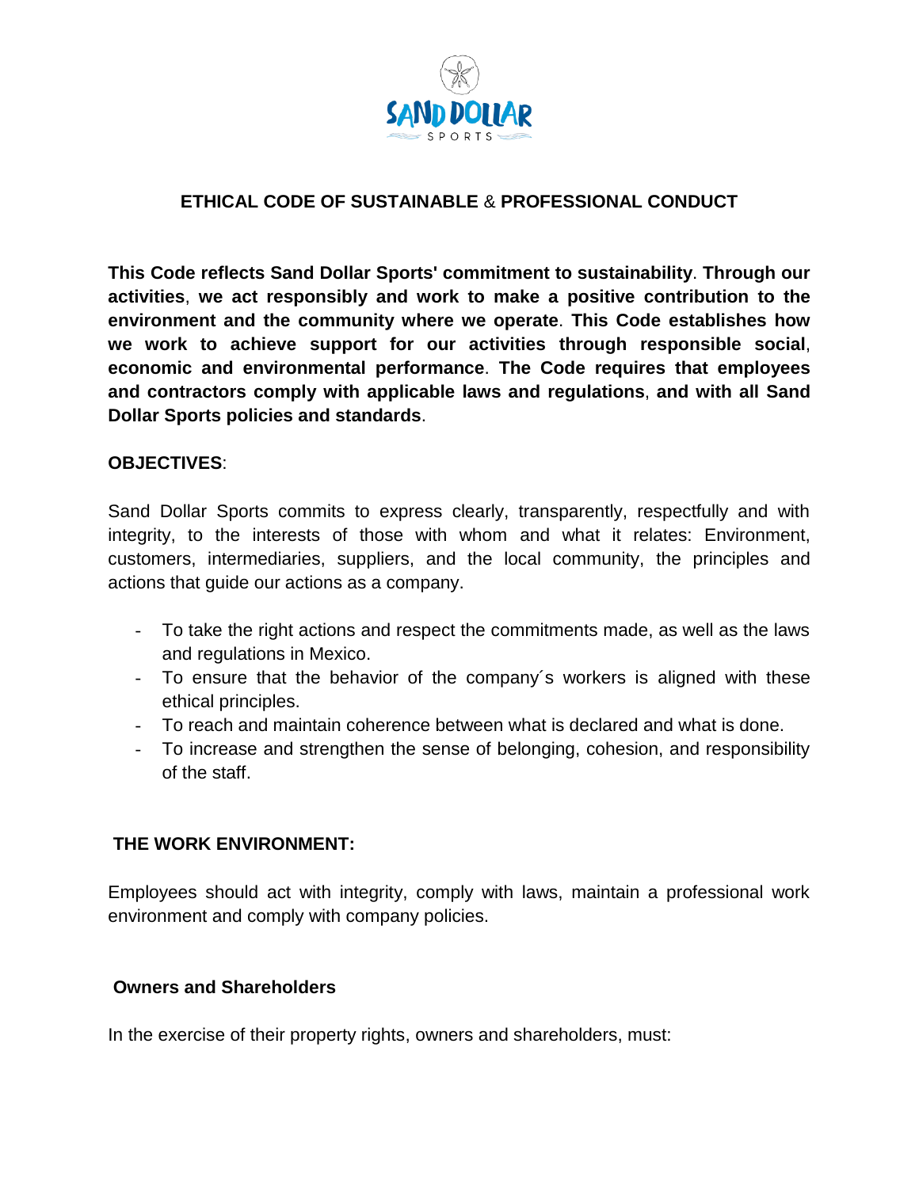# ETHICAL CODE OF SUSTAINABLE & PROFESSIONAL CONDUCT

**This Code reflects Sand Dollar Sports' commitment to sustainability. Through our activities, we act responsibly and work to make a positive contribution to the environment and the community where we operate. This Code establishes how we work to achieve support for our activities through responsible social, economic and environmental performance. The Code requires that employees and contractors comply with applicable laws and regulations, and with all Sand Dollar Sports policies and standards.**

## OBJECTIVES:

Sand Dollar Sports commits to express clearly, transparently, respectfully and with integrity, to the interests of those with whom and what it relates: Environment, customers, intermediaries, suppliers, and the local community, the principles and actions that guide our actions as a company.

- To take the right actions and respect the commitments made, as well as the laws and regulations in Mexico.
- To ensure that the behavior of the company´s workers is aligned with these ethical principles.
- To reach and maintain coherence between what is declared and what is done.
- To increase and strengthen the sense of belonging, cohesion, and responsibility of the staff.

## THE WORK ENVIRONMENT:

Employees should act with integrity, comply with laws, maintain a professional work environment and comply with company policies.

### Owners and Shareholders

In the exercise of their property rights, owners and shareholders, must: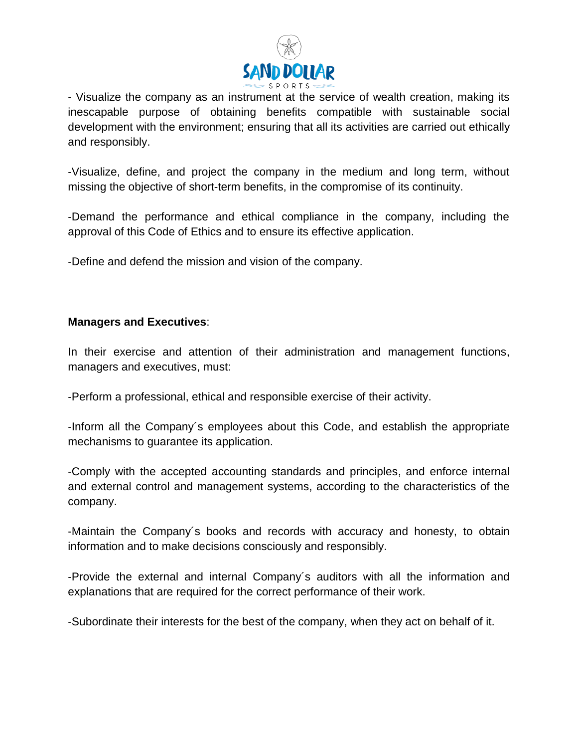- Visualize the company as an instrument at the service of wealth creation, making its inescapable purpose of obtaining benefits compatible with sustainable social development with the environment; ensuring that all its activities are carried out ethically and responsibly.

-Visualize, define, and project the company in the medium and long term, without missing the objective of short-term benefits, in the compromise of its continuity.

-Demand the performance and ethical compliance in the company, including the approval of this Code of Ethics and to ensure its effective application.

-Define and defend the mission and vision of the company.

**Managers and Executives**:

In their exercise and attention of their administration and management functions, managers and executives, must:

-Perform a professional, ethical and responsible exercise of their activity.

-Inform all the Company´s employees about this Code, and establish the appropriate mechanisms to guarantee its application.

-Comply with the accepted accounting standards and principles, and enforce internal and external control and management systems, according to the characteristics of the company.

-Maintain the Company´s books and records with accuracy and honesty, to obtain information and to make decisions consciously and responsibly.

-Provide the external and internal Company´s auditors with all the information and explanations that are required for the correct performance of their work.

-Subordinate their interests for the best of the company, when they act on behalf of it.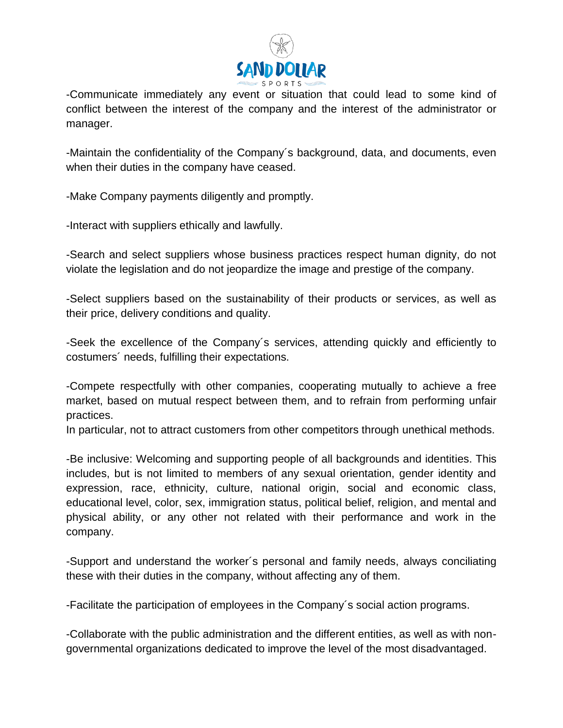-Communicate immediately any event or situation that could lead to some kind of conflict between the interest of the company and the interest of the administrator or manager.

-Maintain the confidentiality of the Company´s background, data, and documents, even when their duties in the company have ceased.

-Make Company payments diligently and promptly.

-Interact with suppliers ethically and lawfully.

-Search and select suppliers whose business practices respect human dignity, do not violate the legislation and do not jeopardize the image and prestige of the company.

-Select suppliers based on the sustainability of their products or services, as well as their price, delivery conditions and quality.

-Seek the excellence of the Company´s services, attending quickly and efficiently to costumers´ needs, fulfilling their expectations.

-Compete respectfully with other companies, cooperating mutually to achieve a free market, based on mutual respect between them, and to refrain from performing unfair practices.
In particular, not to attract customers from other competitors through unethical methods.

-Be inclusive: Welcoming and supporting people of all backgrounds and identities. This includes, but is not limited to members of any sexual orientation, gender identity and expression, race, ethnicity, culture, national origin, social and economic class, educational level, color, sex, immigration status, political belief, religion, and mental and physical ability, or any other not related with their performance and work in the company.

-Support and understand the worker´s personal and family needs, always conciliating these with their duties in the company, without affecting any of them.

-Facilitate the participation of employees in the Company´s social action programs.

-Collaborate with the public administration and the different entities, as well as with non-governmental organizations dedicated to improve the level of the most disadvantaged.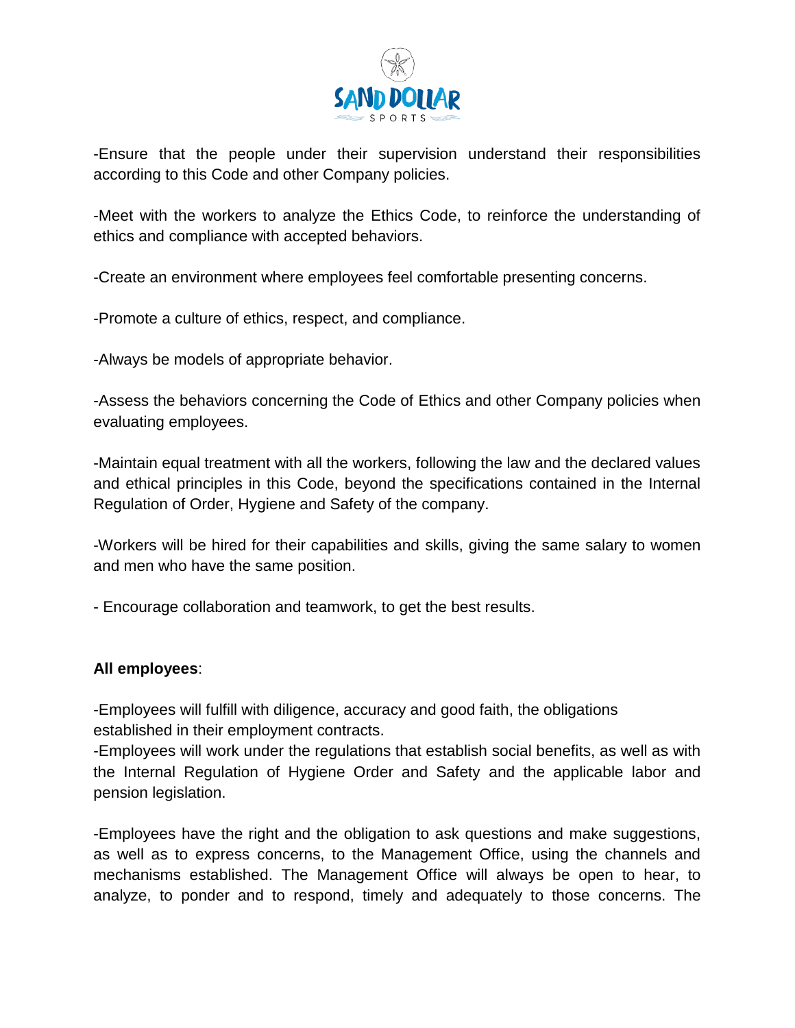-Ensure that the people under their supervision understand their responsibilities according to this Code and other Company policies.

-Meet with the workers to analyze the Ethics Code, to reinforce the understanding of ethics and compliance with accepted behaviors.

-Create an environment where employees feel comfortable presenting concerns.

-Promote a culture of ethics, respect, and compliance.

-Always be models of appropriate behavior.

-Assess the behaviors concerning the Code of Ethics and other Company policies when evaluating employees.

-Maintain equal treatment with all the workers, following the law and the declared values and ethical principles in this Code, beyond the specifications contained in the Internal Regulation of Order, Hygiene and Safety of the company.

-Workers will be hired for their capabilities and skills, giving the same salary to women and men who have the same position.

- Encourage collaboration and teamwork, to get the best results.

**All employees**:

-Employees will fulfill with diligence, accuracy and good faith, the obligations established in their employment contracts.

-Employees will work under the regulations that establish social benefits, as well as with the Internal Regulation of Hygiene Order and Safety and the applicable labor and pension legislation.

-Employees have the right and the obligation to ask questions and make suggestions, as well as to express concerns, to the Management Office, using the channels and mechanisms established. The Management Office will always be open to hear, to analyze, to ponder and to respond, timely and adequately to those concerns. The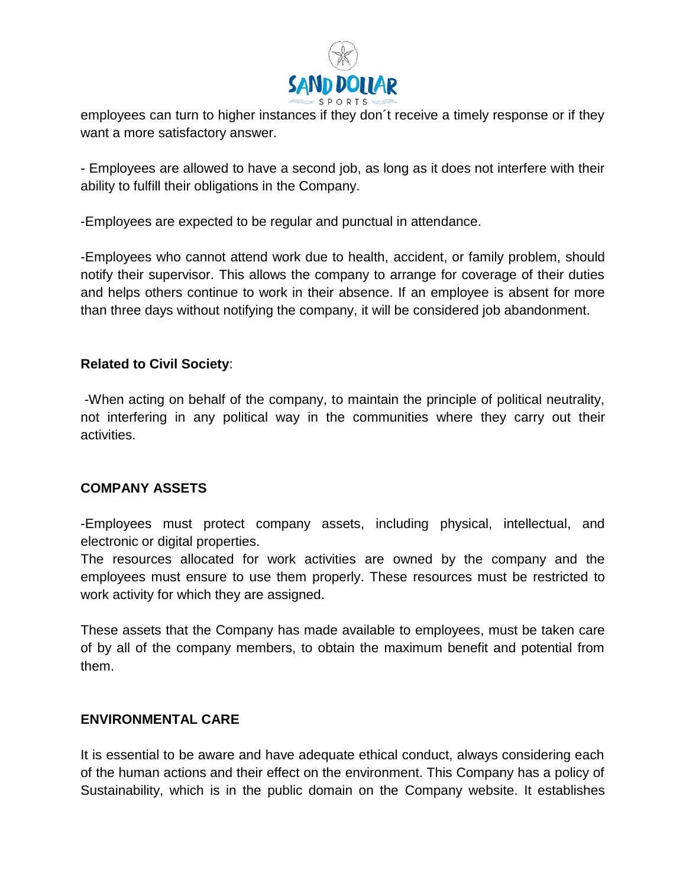employees can turn to higher instances if they don´t receive a timely response or if they want a more satisfactory answer.

- Employees are allowed to have a second job, as long as it does not interfere with their ability to fulfill their obligations in the Company.

-Employees are expected to be regular and punctual in attendance.

-Employees who cannot attend work due to health, accident, or family problem, should notify their supervisor. This allows the company to arrange for coverage of their duties and helps others continue to work in their absence. If an employee is absent for more than three days without notifying the company, it will be considered job abandonment.

**Related to Civil Society**:

-When acting on behalf of the company, to maintain the principle of political neutrality, not interfering in any political way in the communities where they carry out their activities.

## COMPANY ASSETS

-Employees must protect company assets, including physical, intellectual, and electronic or digital properties.
The resources allocated for work activities are owned by the company and the employees must ensure to use them properly. These resources must be restricted to work activity for which they are assigned.

These assets that the Company has made available to employees, must be taken care of by all of the company members, to obtain the maximum benefit and potential from them.

## ENVIRONMENTAL CARE

It is essential to be aware and have adequate ethical conduct, always considering each of the human actions and their effect on the environment. This Company has a policy of Sustainability, which is in the public domain on the Company website. It establishes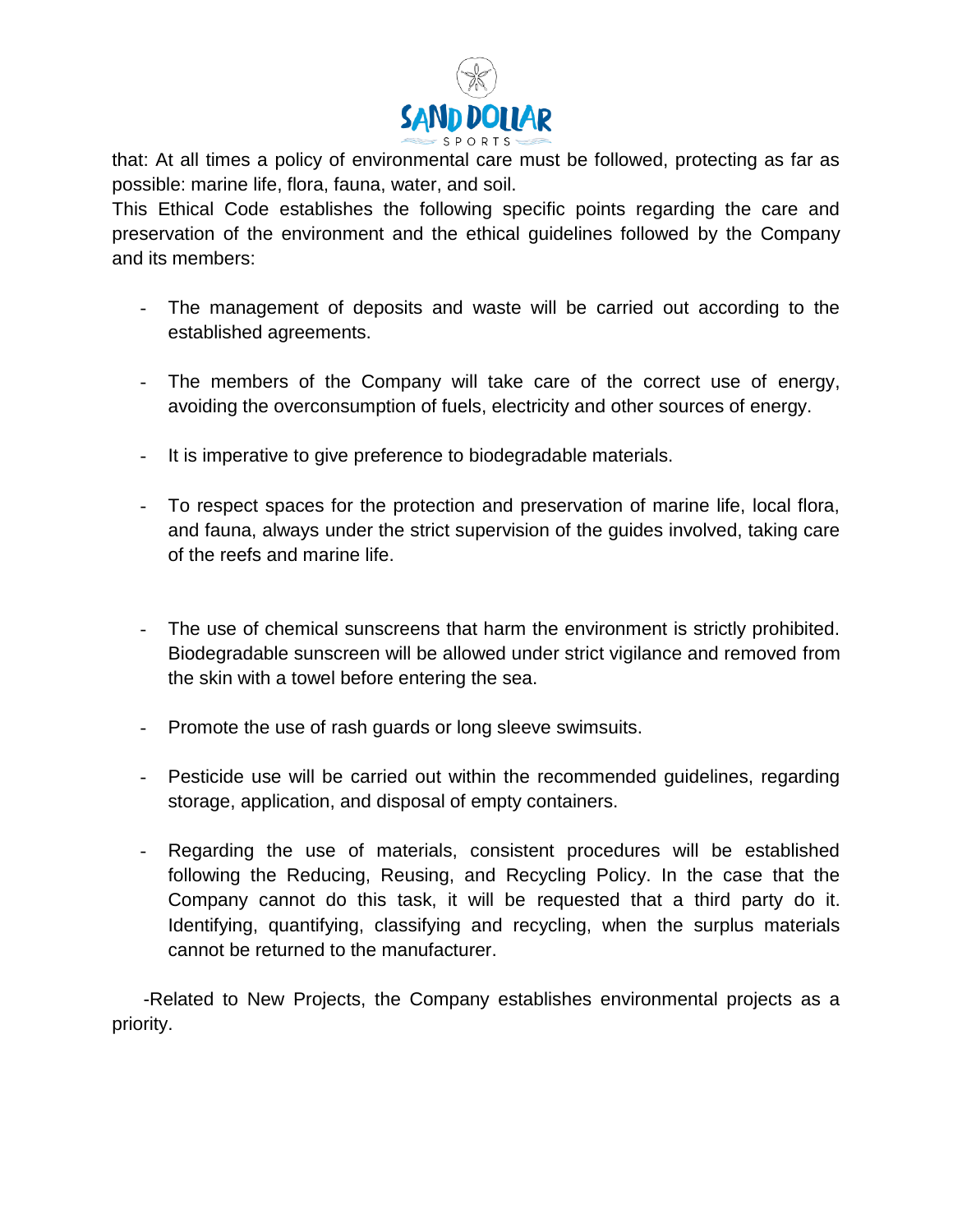that: At all times a policy of environmental care must be followed, protecting as far as possible: marine life, flora, fauna, water, and soil.
This Ethical Code establishes the following specific points regarding the care and preservation of the environment and the ethical guidelines followed by the Company and its members:

- The management of deposits and waste will be carried out according to the established agreements.

- The members of the Company will take care of the correct use of energy, avoiding the overconsumption of fuels, electricity and other sources of energy.

- It is imperative to give preference to biodegradable materials.

- To respect spaces for the protection and preservation of marine life, local flora, and fauna, always under the strict supervision of the guides involved, taking care of the reefs and marine life.

- The use of chemical sunscreens that harm the environment is strictly prohibited. Biodegradable sunscreen will be allowed under strict vigilance and removed from the skin with a towel before entering the sea.

- Promote the use of rash guards or long sleeve swimsuits.

- Pesticide use will be carried out within the recommended guidelines, regarding storage, application, and disposal of empty containers.

- Regarding the use of materials, consistent procedures will be established following the Reducing, Reusing, and Recycling Policy. In the case that the Company cannot do this task, it will be requested that a third party do it. Identifying, quantifying, classifying and recycling, when the surplus materials cannot be returned to the manufacturer.

-Related to New Projects, the Company establishes environmental projects as a priority.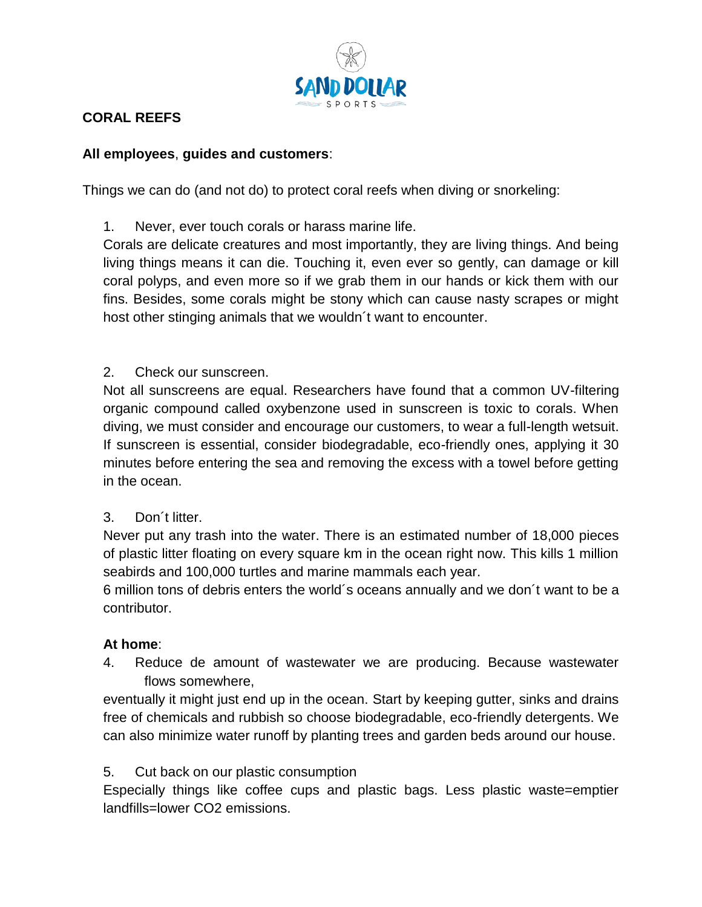## CORAL REEFS

**All employees**, **guides and customers**:

Things we can do (and not do) to protect coral reefs when diving or snorkeling:

1. Never, ever touch corals or harass marine life.

   Corals are delicate creatures and most importantly, they are living things. And being living things means it can die. Touching it, even ever so gently, can damage or kill coral polyps, and even more so if we grab them in our hands or kick them with our fins. Besides, some corals might be stony which can cause nasty scrapes or might host other stinging animals that we wouldn´t want to encounter.

2. Check our sunscreen.

   Not all sunscreens are equal. Researchers have found that a common UV-filtering organic compound called oxybenzone used in sunscreen is toxic to corals. When diving, we must consider and encourage our customers, to wear a full-length wetsuit. If sunscreen is essential, consider biodegradable, eco-friendly ones, applying it 30 minutes before entering the sea and removing the excess with a towel before getting in the ocean.

3. Don´t litter.

   Never put any trash into the water. There is an estimated number of 18,000 pieces of plastic litter floating on every square km in the ocean right now. This kills 1 million seabirds and 100,000 turtles and marine mammals each year.

   6 million tons of debris enters the world´s oceans annually and we don´t want to be a contributor.

**At home**:

4. Reduce de amount of wastewater we are producing. Because wastewater flows somewhere,

   eventually it might just end up in the ocean. Start by keeping gutter, sinks and drains free of chemicals and rubbish so choose biodegradable, eco-friendly detergents. We can also minimize water runoff by planting trees and garden beds around our house.

5. Cut back on our plastic consumption

   Especially things like coffee cups and plastic bags. Less plastic waste=emptier landfills=lower $CO_2$ emissions.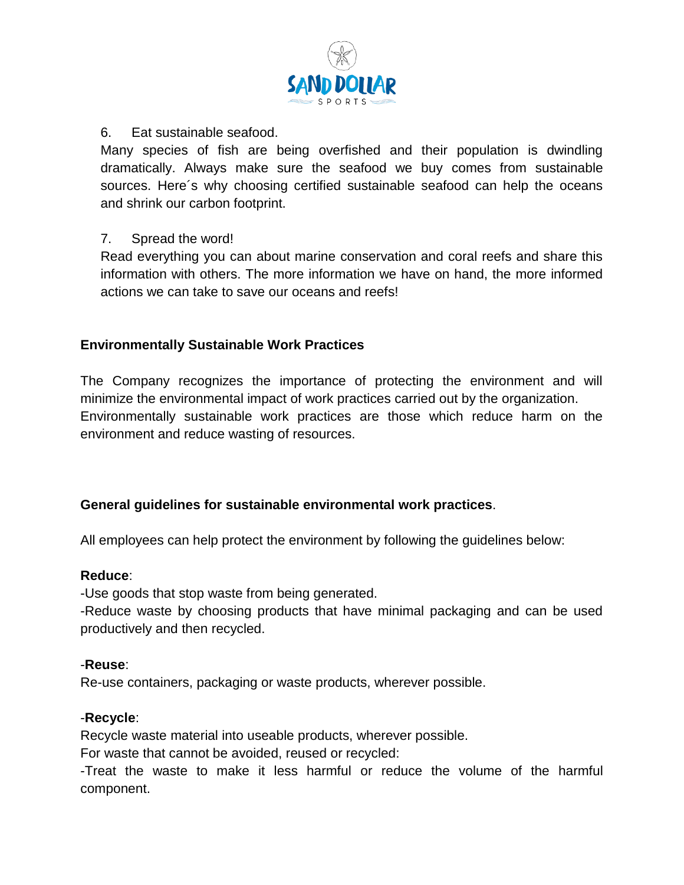6. Eat sustainable seafood.

Many species of fish are being overfished and their population is dwindling dramatically. Always make sure the seafood we buy comes from sustainable sources. Here´s why choosing certified sustainable seafood can help the oceans and shrink our carbon footprint.

7. Spread the word!

Read everything you can about marine conservation and coral reefs and share this information with others. The more information we have on hand, the more informed actions we can take to save our oceans and reefs!

## Environmentally Sustainable Work Practices

The Company recognizes the importance of protecting the environment and will minimize the environmental impact of work practices carried out by the organization. Environmentally sustainable work practices are those which reduce harm on the environment and reduce wasting of resources.

### General guidelines for sustainable environmental work practices.

All employees can help protect the environment by following the guidelines below:

**Reduce**:

-Use goods that stop waste from being generated.

-Reduce waste by choosing products that have minimal packaging and can be used productively and then recycled.

-**Reuse**:

Re-use containers, packaging or waste products, wherever possible.

-**Recycle**:

Recycle waste material into useable products, wherever possible.

For waste that cannot be avoided, reused or recycled:

-Treat the waste to make it less harmful or reduce the volume of the harmful component.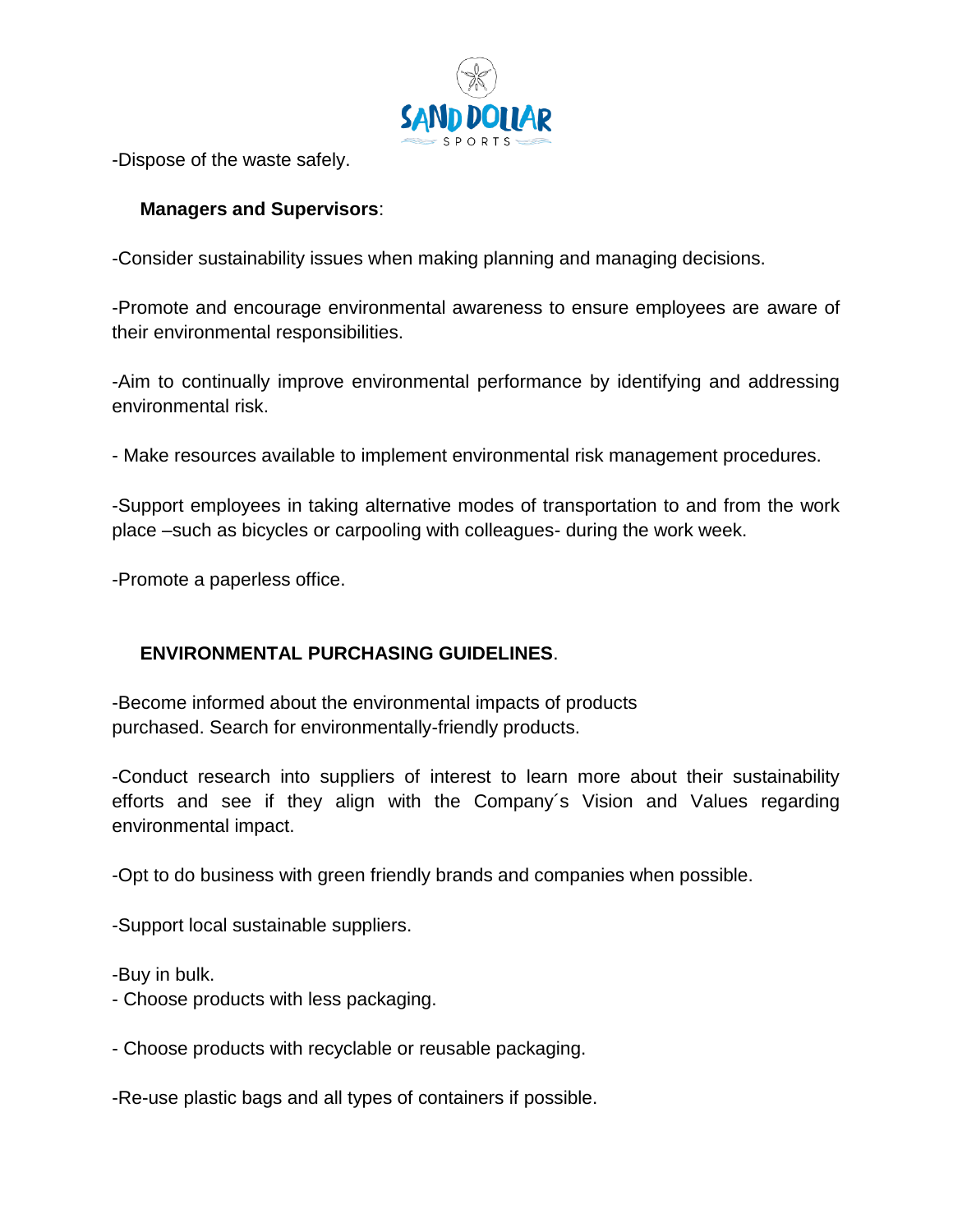-Dispose of the waste safely.

**Managers and Supervisors**:

-Consider sustainability issues when making planning and managing decisions.

-Promote and encourage environmental awareness to ensure employees are aware of their environmental responsibilities.

-Aim to continually improve environmental performance by identifying and addressing environmental risk.

- Make resources available to implement environmental risk management procedures.

-Support employees in taking alternative modes of transportation to and from the work place –such as bicycles or carpooling with colleagues- during the work week.

-Promote a paperless office.

**ENVIRONMENTAL PURCHASING GUIDELINES**.

-Become informed about the environmental impacts of products purchased. Search for environmentally-friendly products.

-Conduct research into suppliers of interest to learn more about their sustainability efforts and see if they align with the Company´s Vision and Values regarding environmental impact.

-Opt to do business with green friendly brands and companies when possible.

-Support local sustainable suppliers.

-Buy in bulk.
- Choose products with less packaging.

- Choose products with recyclable or reusable packaging.

-Re-use plastic bags and all types of containers if possible.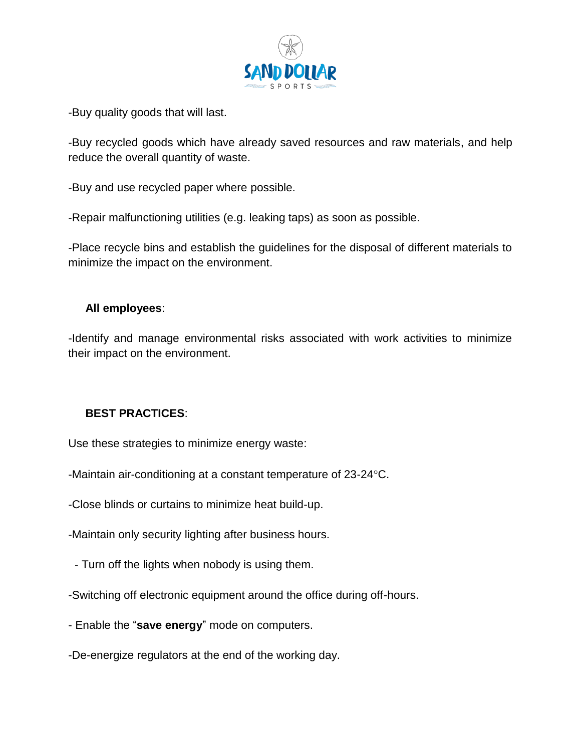-Buy quality goods that will last.

-Buy recycled goods which have already saved resources and raw materials, and help reduce the overall quantity of waste.

-Buy and use recycled paper where possible.

-Repair malfunctioning utilities (e.g. leaking taps) as soon as possible.

-Place recycle bins and establish the guidelines for the disposal of different materials to minimize the impact on the environment.

**All employees**:

-Identify and manage environmental risks associated with work activities to minimize their impact on the environment.

**BEST PRACTICES**:

Use these strategies to minimize energy waste:

-Maintain air-conditioning at a constant temperature of 23-24°C.

-Close blinds or curtains to minimize heat build-up.

-Maintain only security lighting after business hours.

- Turn off the lights when nobody is using them.

-Switching off electronic equipment around the office during off-hours.

- Enable the "**save energy**" mode on computers.

-De-energize regulators at the end of the working day.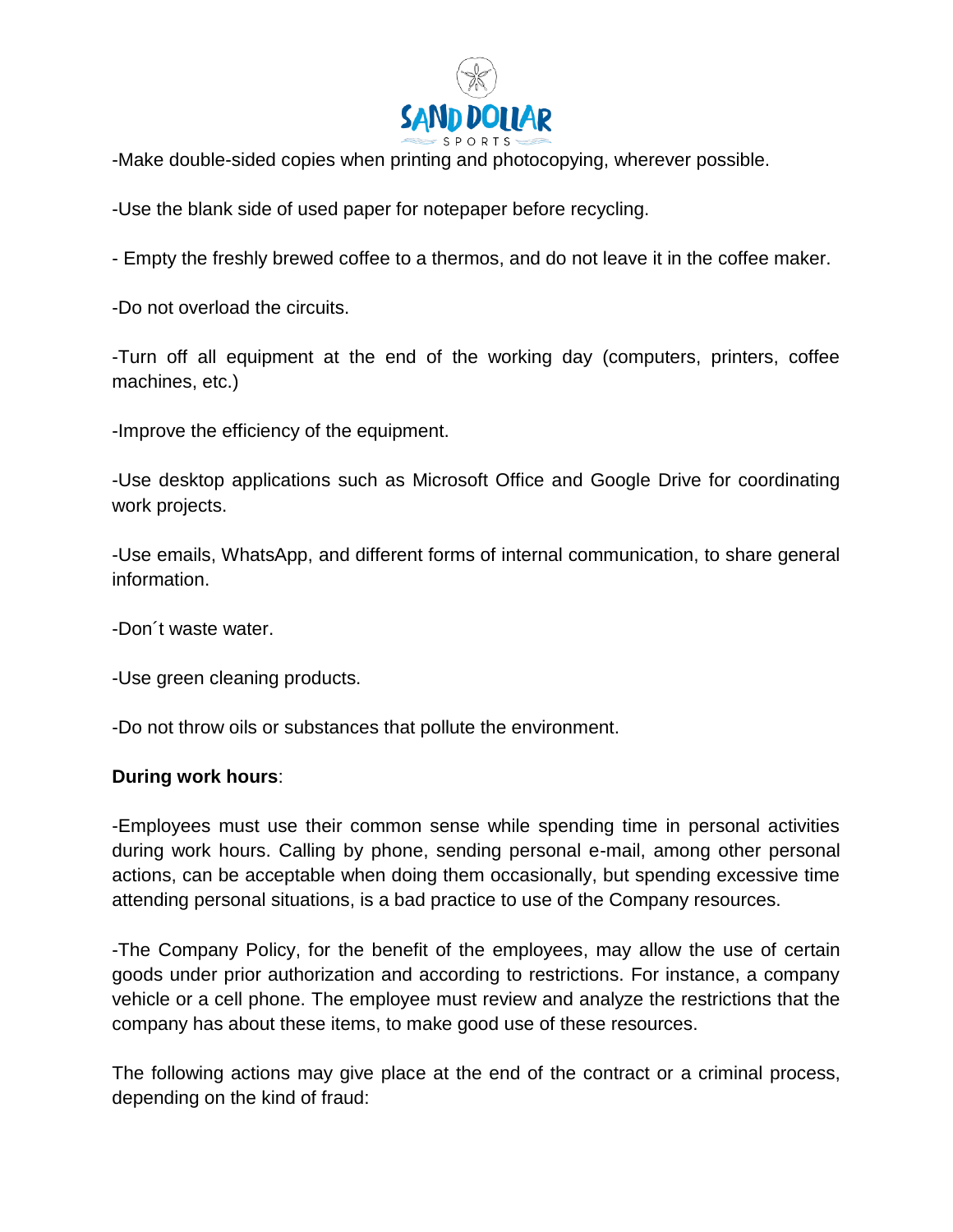-Make double-sided copies when printing and photocopying, wherever possible.

-Use the blank side of used paper for notepaper before recycling.

- Empty the freshly brewed coffee to a thermos, and do not leave it in the coffee maker.

-Do not overload the circuits.

-Turn off all equipment at the end of the working day (computers, printers, coffee machines, etc.)

-Improve the efficiency of the equipment.

-Use desktop applications such as Microsoft Office and Google Drive for coordinating work projects.

-Use emails, WhatsApp, and different forms of internal communication, to share general information.

-Don´t waste water.

-Use green cleaning products.

-Do not throw oils or substances that pollute the environment.

**During work hours**:

-Employees must use their common sense while spending time in personal activities during work hours. Calling by phone, sending personal e-mail, among other personal actions, can be acceptable when doing them occasionally, but spending excessive time attending personal situations, is a bad practice to use of the Company resources.

-The Company Policy, for the benefit of the employees, may allow the use of certain goods under prior authorization and according to restrictions. For instance, a company vehicle or a cell phone. The employee must review and analyze the restrictions that the company has about these items, to make good use of these resources.

The following actions may give place at the end of the contract or a criminal process, depending on the kind of fraud: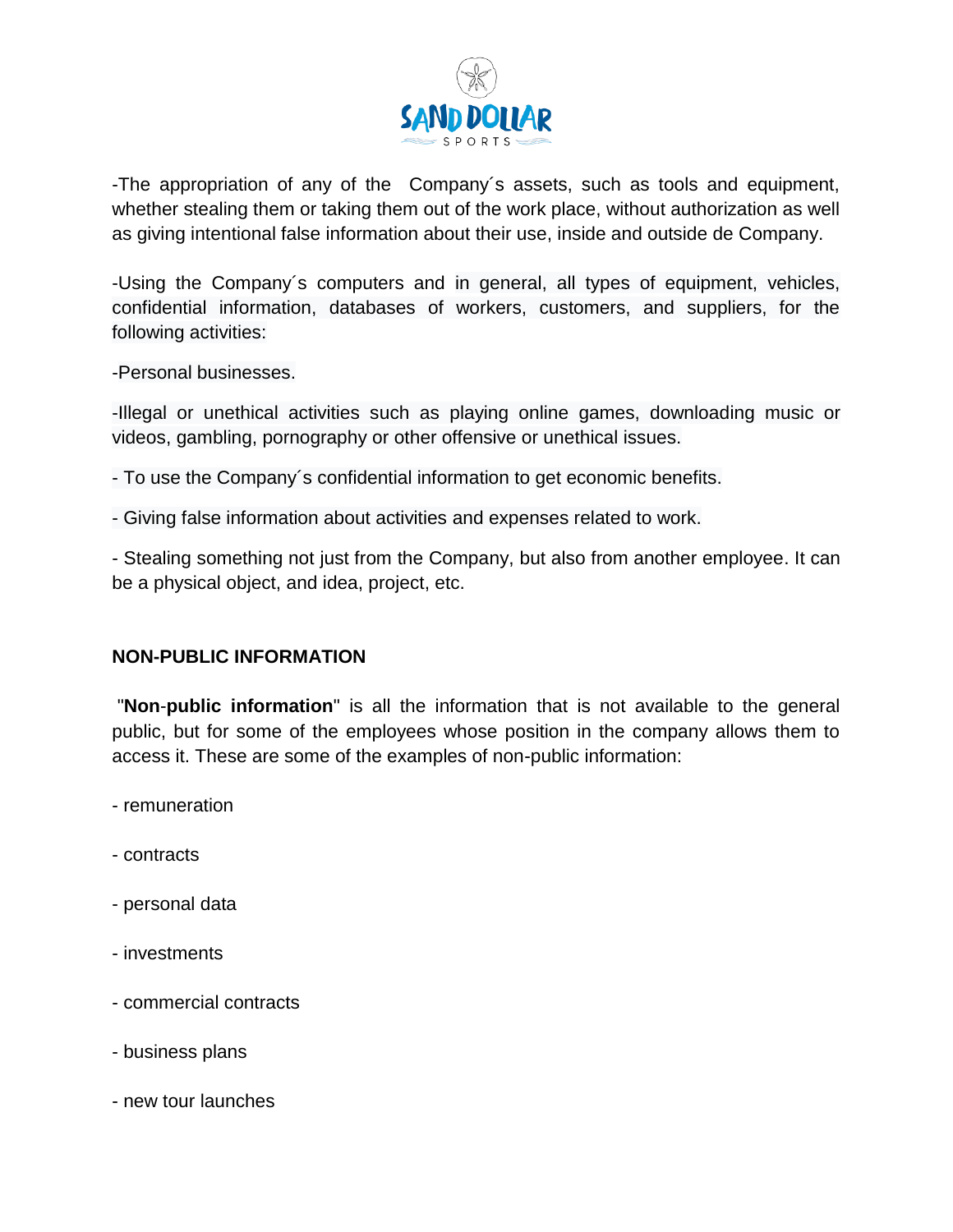-The appropriation of any of the Company´s assets, such as tools and equipment, whether stealing them or taking them out of the work place, without authorization as well as giving intentional false information about their use, inside and outside de Company.

-Using the Company´s computers and in general, all types of equipment, vehicles, confidential information, databases of workers, customers, and suppliers, for the following activities:

-Personal businesses.

-Illegal or unethical activities such as playing online games, downloading music or videos, gambling, pornography or other offensive or unethical issues.

- To use the Company´s confidential information to get economic benefits.

- Giving false information about activities and expenses related to work.

- Stealing something not just from the Company, but also from another employee. It can be a physical object, and idea, project, etc.

## NON-PUBLIC INFORMATION

"**Non-public information**" is all the information that is not available to the general public, but for some of the employees whose position in the company allows them to access it. These are some of the examples of non-public information:

- remuneration

- contracts

- personal data

- investments

- commercial contracts

- business plans

- new tour launches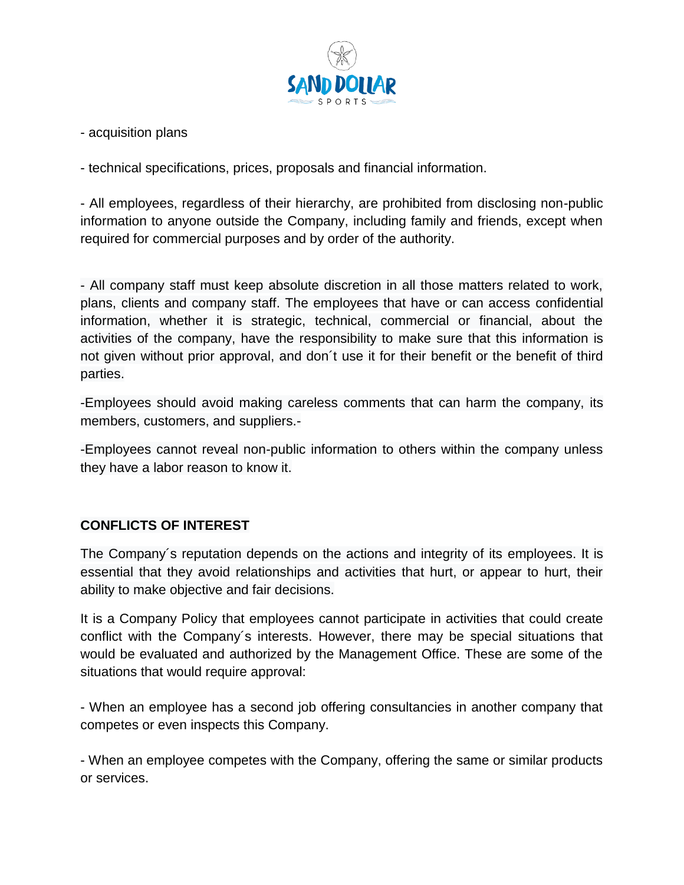- acquisition plans

- technical specifications, prices, proposals and financial information.

- All employees, regardless of their hierarchy, are prohibited from disclosing non-public information to anyone outside the Company, including family and friends, except when required for commercial purposes and by order of the authority.

- All company staff must keep absolute discretion in all those matters related to work, plans, clients and company staff. The employees that have or can access confidential information, whether it is strategic, technical, commercial or financial, about the activities of the company, have the responsibility to make sure that this information is not given without prior approval, and don´t use it for their benefit or the benefit of third parties.

-Employees should avoid making careless comments that can harm the company, its members, customers, and suppliers.-

-Employees cannot reveal non-public information to others within the company unless they have a labor reason to know it.

**CONFLICTS OF INTEREST**

The Company´s reputation depends on the actions and integrity of its employees. It is essential that they avoid relationships and activities that hurt, or appear to hurt, their ability to make objective and fair decisions.

It is a Company Policy that employees cannot participate in activities that could create conflict with the Company´s interests. However, there may be special situations that would be evaluated and authorized by the Management Office. These are some of the situations that would require approval:

- When an employee has a second job offering consultancies in another company that competes or even inspects this Company.

- When an employee competes with the Company, offering the same or similar products or services.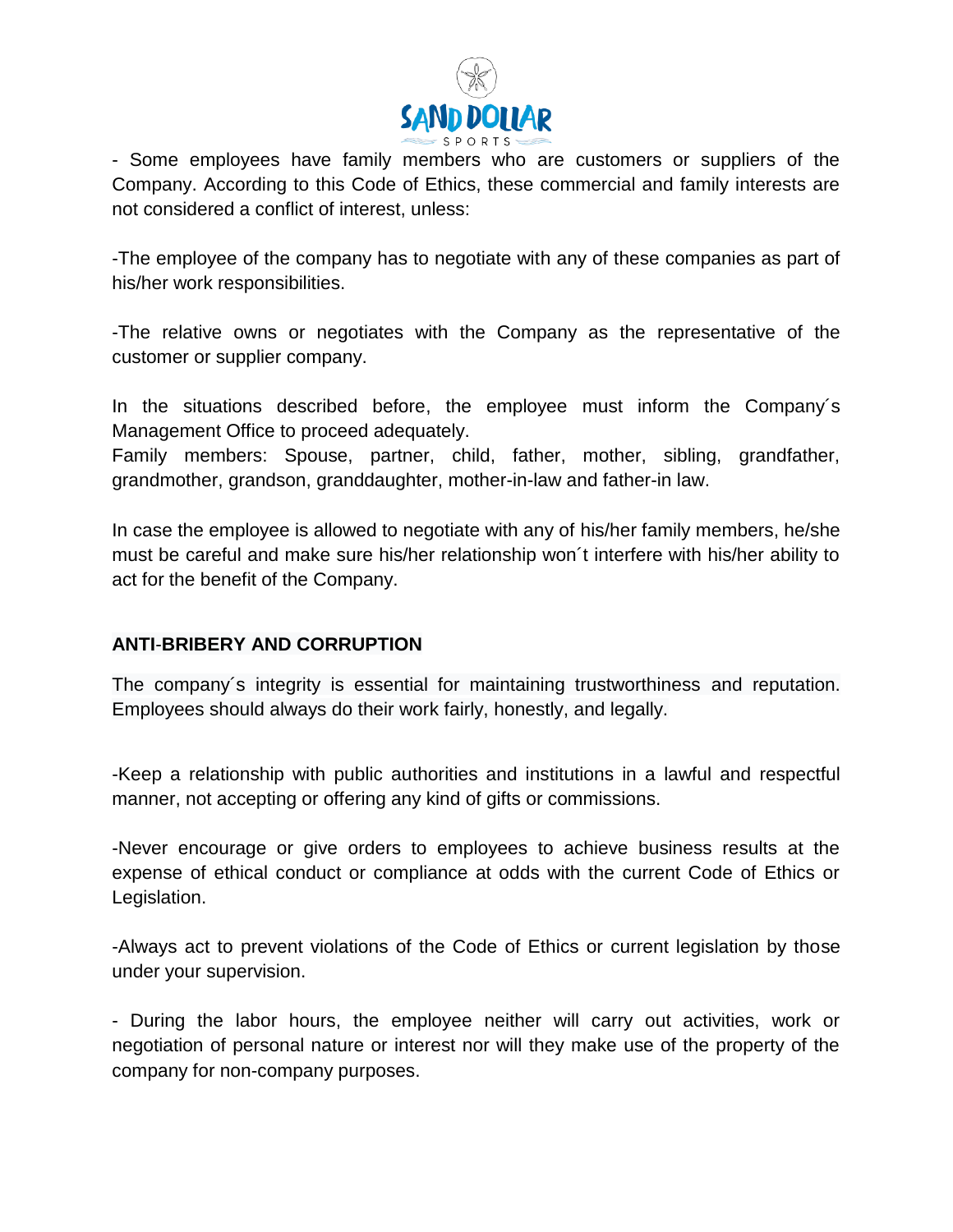- Some employees have family members who are customers or suppliers of the Company. According to this Code of Ethics, these commercial and family interests are not considered a conflict of interest, unless:

-The employee of the company has to negotiate with any of these companies as part of his/her work responsibilities.

-The relative owns or negotiates with the Company as the representative of the customer or supplier company.

In the situations described before, the employee must inform the Company´s Management Office to proceed adequately.
Family members: Spouse, partner, child, father, mother, sibling, grandfather, grandmother, grandson, granddaughter, mother-in-law and father-in law.

In case the employee is allowed to negotiate with any of his/her family members, he/she must be careful and make sure his/her relationship won´t interfere with his/her ability to act for the benefit of the Company.

**ANTI-BRIBERY AND CORRUPTION**

The company´s integrity is essential for maintaining trustworthiness and reputation. Employees should always do their work fairly, honestly, and legally.

-Keep a relationship with public authorities and institutions in a lawful and respectful manner, not accepting or offering any kind of gifts or commissions.

-Never encourage or give orders to employees to achieve business results at the expense of ethical conduct or compliance at odds with the current Code of Ethics or Legislation.

-Always act to prevent violations of the Code of Ethics or current legislation by those under your supervision.

- During the labor hours, the employee neither will carry out activities, work or negotiation of personal nature or interest nor will they make use of the property of the company for non-company purposes.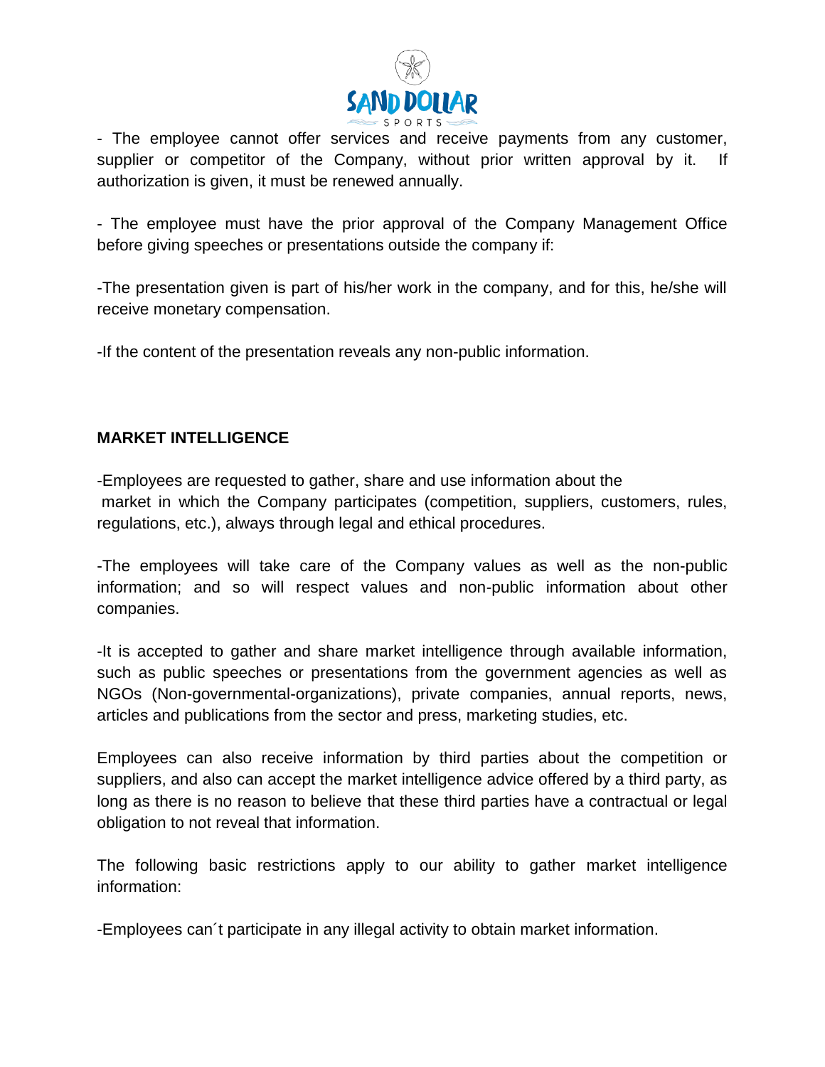- The employee cannot offer services and receive payments from any customer, supplier or competitor of the Company, without prior written approval by it. If authorization is given, it must be renewed annually.

- The employee must have the prior approval of the Company Management Office before giving speeches or presentations outside the company if:

-The presentation given is part of his/her work in the company, and for this, he/she will receive monetary compensation.

-If the content of the presentation reveals any non-public information.

**MARKET INTELLIGENCE**

-Employees are requested to gather, share and use information about the market in which the Company participates (competition, suppliers, customers, rules, regulations, etc.), always through legal and ethical procedures.

-The employees will take care of the Company values as well as the non-public information; and so will respect values and non-public information about other companies.

-It is accepted to gather and share market intelligence through available information, such as public speeches or presentations from the government agencies as well as NGOs (Non-governmental-organizations), private companies, annual reports, news, articles and publications from the sector and press, marketing studies, etc.

Employees can also receive information by third parties about the competition or suppliers, and also can accept the market intelligence advice offered by a third party, as long as there is no reason to believe that these third parties have a contractual or legal obligation to not reveal that information.

The following basic restrictions apply to our ability to gather market intelligence information:

-Employees can´t participate in any illegal activity to obtain market information.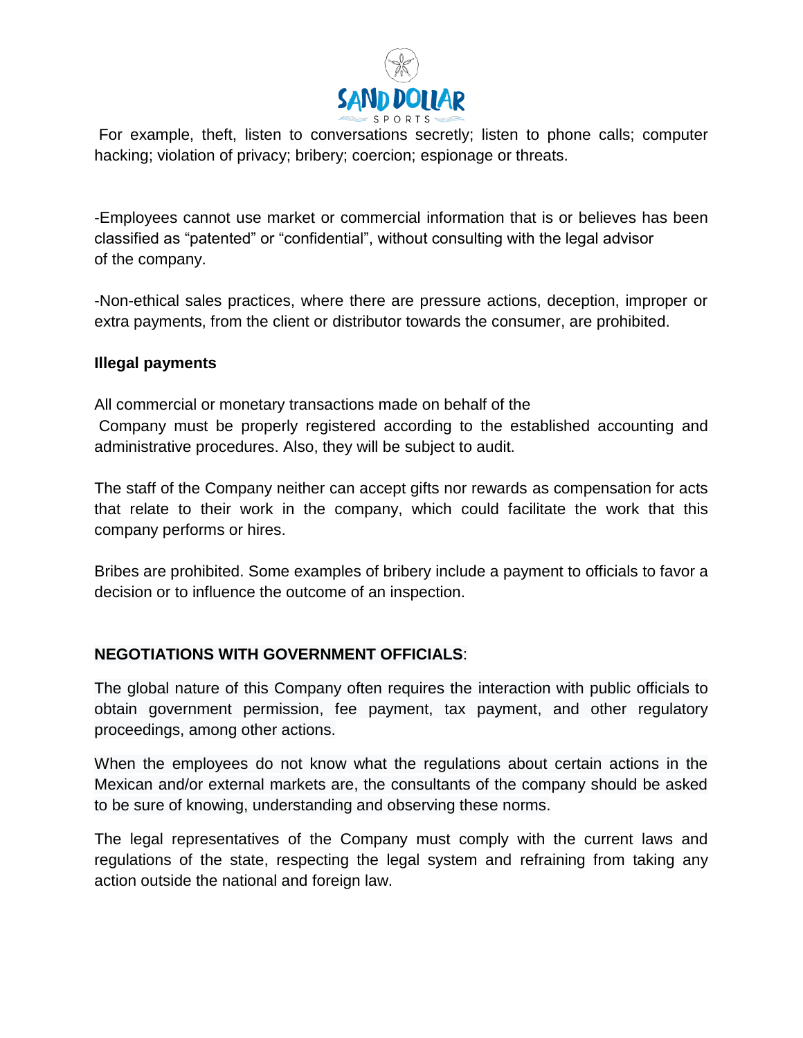For example, theft, listen to conversations secretly; listen to phone calls; computer hacking; violation of privacy; bribery; coercion; espionage or threats.

-Employees cannot use market or commercial information that is or believes has been classified as "patented" or "confidential", without consulting with the legal advisor of the company.

-Non-ethical sales practices, where there are pressure actions, deception, improper or extra payments, from the client or distributor towards the consumer, are prohibited.

**Illegal payments**

All commercial or monetary transactions made on behalf of the Company must be properly registered according to the established accounting and administrative procedures. Also, they will be subject to audit.

The staff of the Company neither can accept gifts nor rewards as compensation for acts that relate to their work in the company, which could facilitate the work that this company performs or hires.

Bribes are prohibited. Some examples of bribery include a payment to officials to favor a decision or to influence the outcome of an inspection.

**NEGOTIATIONS WITH GOVERNMENT OFFICIALS**:

The global nature of this Company often requires the interaction with public officials to obtain government permission, fee payment, tax payment, and other regulatory proceedings, among other actions.

When the employees do not know what the regulations about certain actions in the Mexican and/or external markets are, the consultants of the company should be asked to be sure of knowing, understanding and observing these norms.

The legal representatives of the Company must comply with the current laws and regulations of the state, respecting the legal system and refraining from taking any action outside the national and foreign law.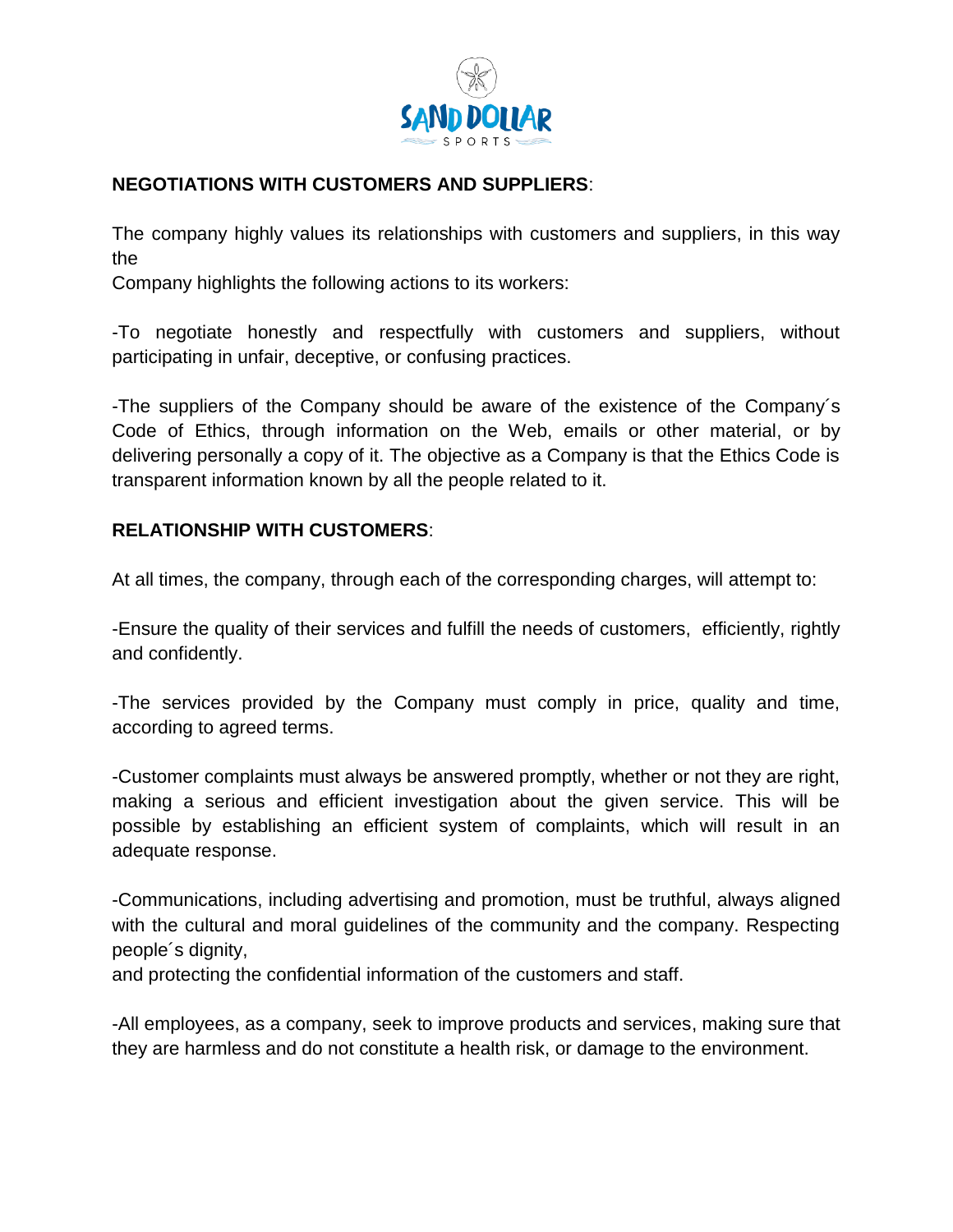**NEGOTIATIONS WITH CUSTOMERS AND SUPPLIERS**:

The company highly values its relationships with customers and suppliers, in this way the Company highlights the following actions to its workers:

-To negotiate honestly and respectfully with customers and suppliers, without participating in unfair, deceptive, or confusing practices.

-The suppliers of the Company should be aware of the existence of the Company´s Code of Ethics, through information on the Web, emails or other material, or by delivering personally a copy of it. The objective as a Company is that the Ethics Code is transparent information known by all the people related to it.

**RELATIONSHIP WITH CUSTOMERS**:

At all times, the company, through each of the corresponding charges, will attempt to:

-Ensure the quality of their services and fulfill the needs of customers, efficiently, rightly and confidently.

-The services provided by the Company must comply in price, quality and time, according to agreed terms.

-Customer complaints must always be answered promptly, whether or not they are right, making a serious and efficient investigation about the given service. This will be possible by establishing an efficient system of complaints, which will result in an adequate response.

-Communications, including advertising and promotion, must be truthful, always aligned with the cultural and moral guidelines of the community and the company. Respecting people´s dignity, and protecting the confidential information of the customers and staff.

-All employees, as a company, seek to improve products and services, making sure that they are harmless and do not constitute a health risk, or damage to the environment.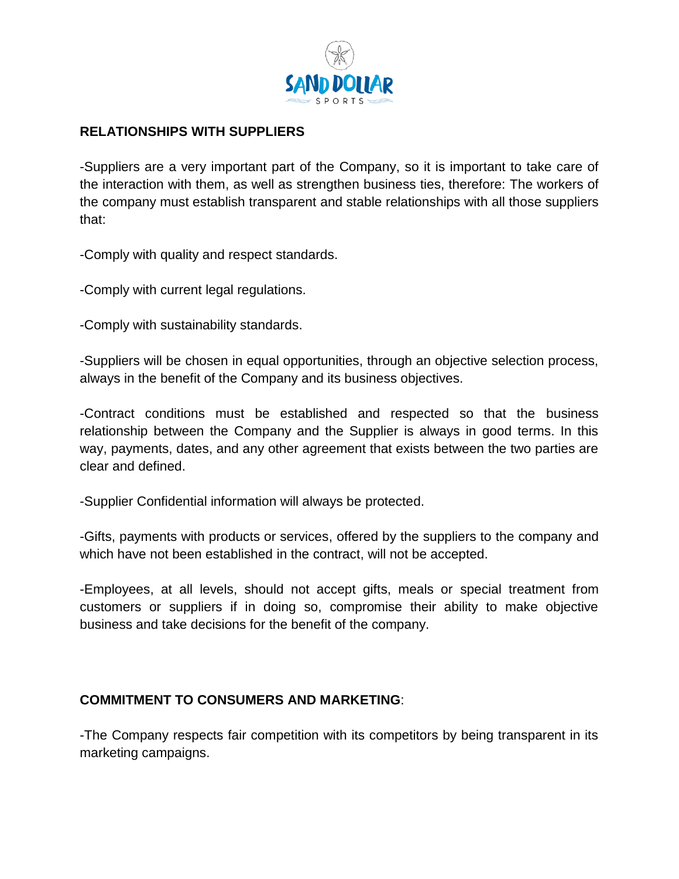## RELATIONSHIPS WITH SUPPLIERS

-Suppliers are a very important part of the Company, so it is important to take care of the interaction with them, as well as strengthen business ties, therefore: The workers of the company must establish transparent and stable relationships with all those suppliers that:

-Comply with quality and respect standards.

-Comply with current legal regulations.

-Comply with sustainability standards.

-Suppliers will be chosen in equal opportunities, through an objective selection process, always in the benefit of the Company and its business objectives.

-Contract conditions must be established and respected so that the business relationship between the Company and the Supplier is always in good terms. In this way, payments, dates, and any other agreement that exists between the two parties are clear and defined.

-Supplier Confidential information will always be protected.

-Gifts, payments with products or services, offered by the suppliers to the company and which have not been established in the contract, will not be accepted.

-Employees, at all levels, should not accept gifts, meals or special treatment from customers or suppliers if in doing so, compromise their ability to make objective business and take decisions for the benefit of the company.

## COMMITMENT TO CONSUMERS AND MARKETING:

-The Company respects fair competition with its competitors by being transparent in its marketing campaigns.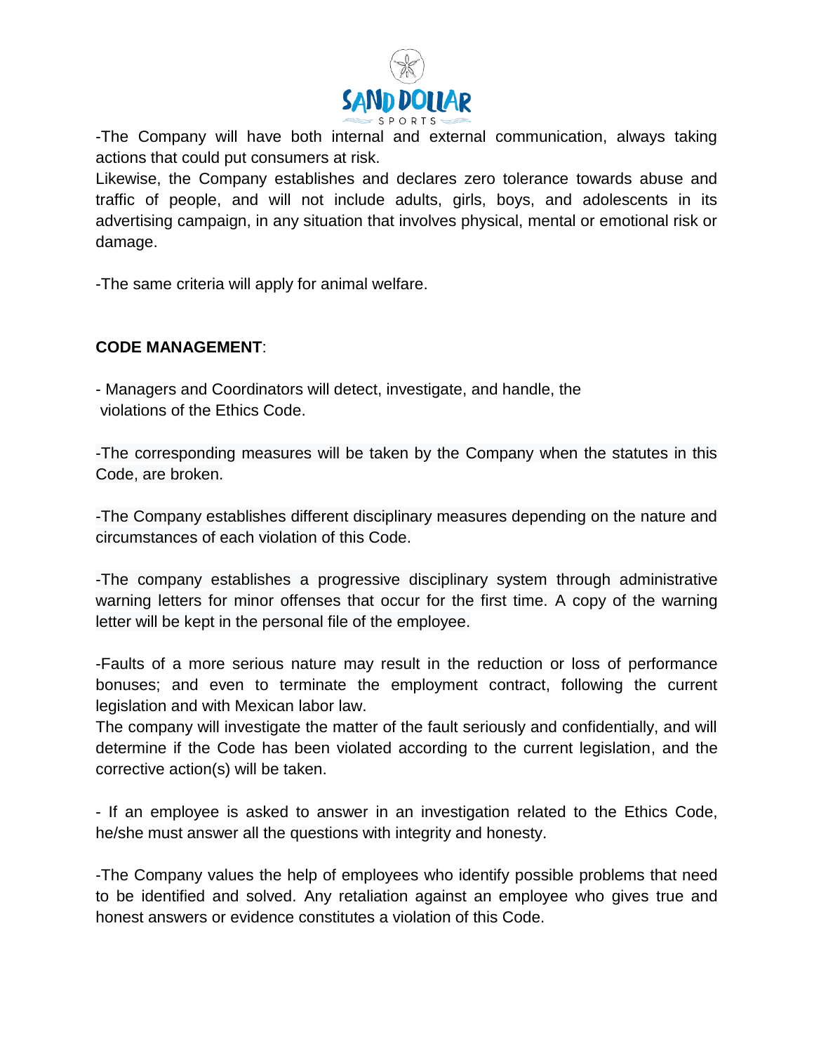-The Company will have both internal and external communication, always taking actions that could put consumers at risk.
Likewise, the Company establishes and declares zero tolerance towards abuse and traffic of people, and will not include adults, girls, boys, and adolescents in its advertising campaign, in any situation that involves physical, mental or emotional risk or damage.

-The same criteria will apply for animal welfare.

**CODE MANAGEMENT**:

- Managers and Coordinators will detect, investigate, and handle, the violations of the Ethics Code.

-The corresponding measures will be taken by the Company when the statutes in this Code, are broken.

-The Company establishes different disciplinary measures depending on the nature and circumstances of each violation of this Code.

-The company establishes a progressive disciplinary system through administrative warning letters for minor offenses that occur for the first time. A copy of the warning letter will be kept in the personal file of the employee.

-Faults of a more serious nature may result in the reduction or loss of performance bonuses; and even to terminate the employment contract, following the current legislation and with Mexican labor law.
The company will investigate the matter of the fault seriously and confidentially, and will determine if the Code has been violated according to the current legislation, and the corrective action(s) will be taken.

- If an employee is asked to answer in an investigation related to the Ethics Code, he/she must answer all the questions with integrity and honesty.

-The Company values the help of employees who identify possible problems that need to be identified and solved. Any retaliation against an employee who gives true and honest answers or evidence constitutes a violation of this Code.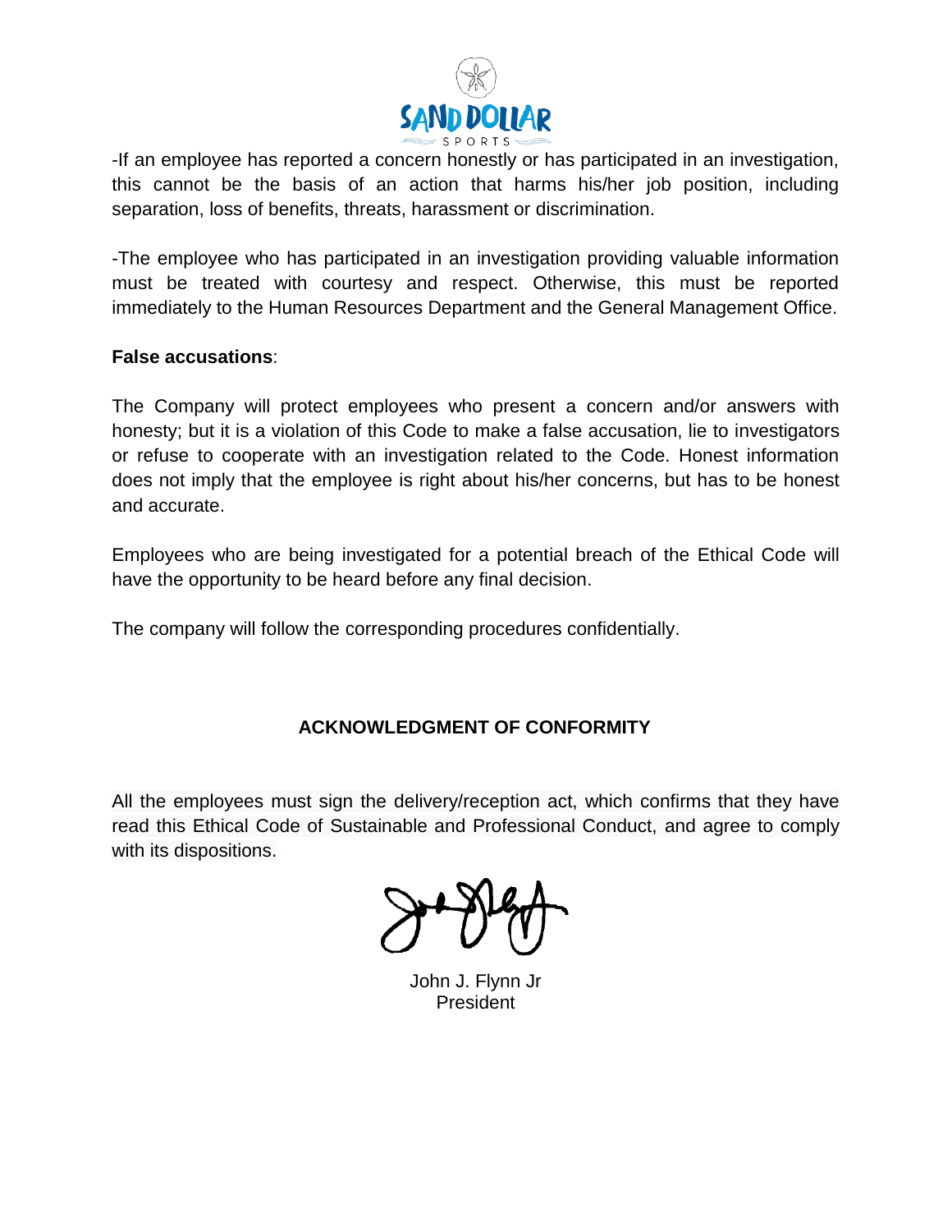-If an employee has reported a concern honestly or has participated in an investigation, this cannot be the basis of an action that harms his/her job position, including separation, loss of benefits, threats, harassment or discrimination.

-The employee who has participated in an investigation providing valuable information must be treated with courtesy and respect. Otherwise, this must be reported immediately to the Human Resources Department and the General Management Office.

**False accusations**:

The Company will protect employees who present a concern and/or answers with honesty; but it is a violation of this Code to make a false accusation, lie to investigators or refuse to cooperate with an investigation related to the Code. Honest information does not imply that the employee is right about his/her concerns, but has to be honest and accurate.

Employees who are being investigated for a potential breach of the Ethical Code will have the opportunity to be heard before any final decision.

The company will follow the corresponding procedures confidentially.

## ACKNOWLEDGMENT OF CONFORMITY

All the employees must sign the delivery/reception act, which confirms that they have read this Ethical Code of Sustainable and Professional Conduct, and agree to comply with its dispositions.

John J. Flynn Jr
President